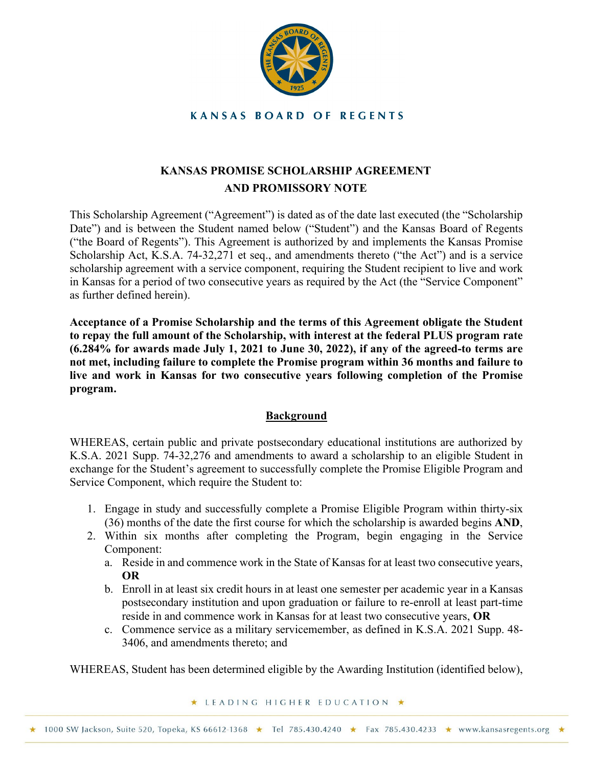KANSAS BOARD OF REGENTS

# KANSAS PROMISE SCHOLARSHIP AGREEMENT AND PROMISSORY NOTE

This Scholarship Agreement ("Agreement") is dated as of the date last executed (the "Scholarship Date") and is between the Student named below ("Student") and the Kansas Board of Regents ("the Board of Regents"). This Agreement is authorized by and implements the Kansas Promise Scholarship Act, K.S.A. 74-32,271 et seq., and amendments thereto ("the Act") and is a service scholarship agreement with a service component, requiring the Student recipient to live and work in Kansas for a period of two consecutive years as required by the Act (the "Service Component" as further defined herein).

**Acceptance of a Promise Scholarship and the terms of this Agreement obligate the Student to repay the full amount of the Scholarship, with interest at the federal PLUS program rate (6.284% for awards made July 1, 2021 to June 30, 2022), if any of the agreed-to terms are not met, including failure to complete the Promise program within 36 months and failure to live and work in Kansas for two consecutive years following completion of the Promise program.**

## Background

WHEREAS, certain public and private postsecondary educational institutions are authorized by K.S.A. 2021 Supp. 74-32,276 and amendments to award a scholarship to an eligible Student in exchange for the Student's agreement to successfully complete the Promise Eligible Program and Service Component, which require the Student to:

1. Engage in study and successfully complete a Promise Eligible Program within thirty-six (36) months of the date the first course for which the scholarship is awarded begins **AND**,
2. Within six months after completing the Program, begin engaging in the Service Component:
   a. Reside in and commence work in the State of Kansas for at least two consecutive years, **OR**
   b. Enroll in at least six credit hours in at least one semester per academic year in a Kansas postsecondary institution and upon graduation or failure to re-enroll at least part-time reside in and commence work in Kansas for at least two consecutive years, **OR**
   c. Commence service as a military servicemember, as defined in K.S.A. 2021 Supp. 48-3406, and amendments thereto; and

WHEREAS, Student has been determined eligible by the Awarding Institution (identified below),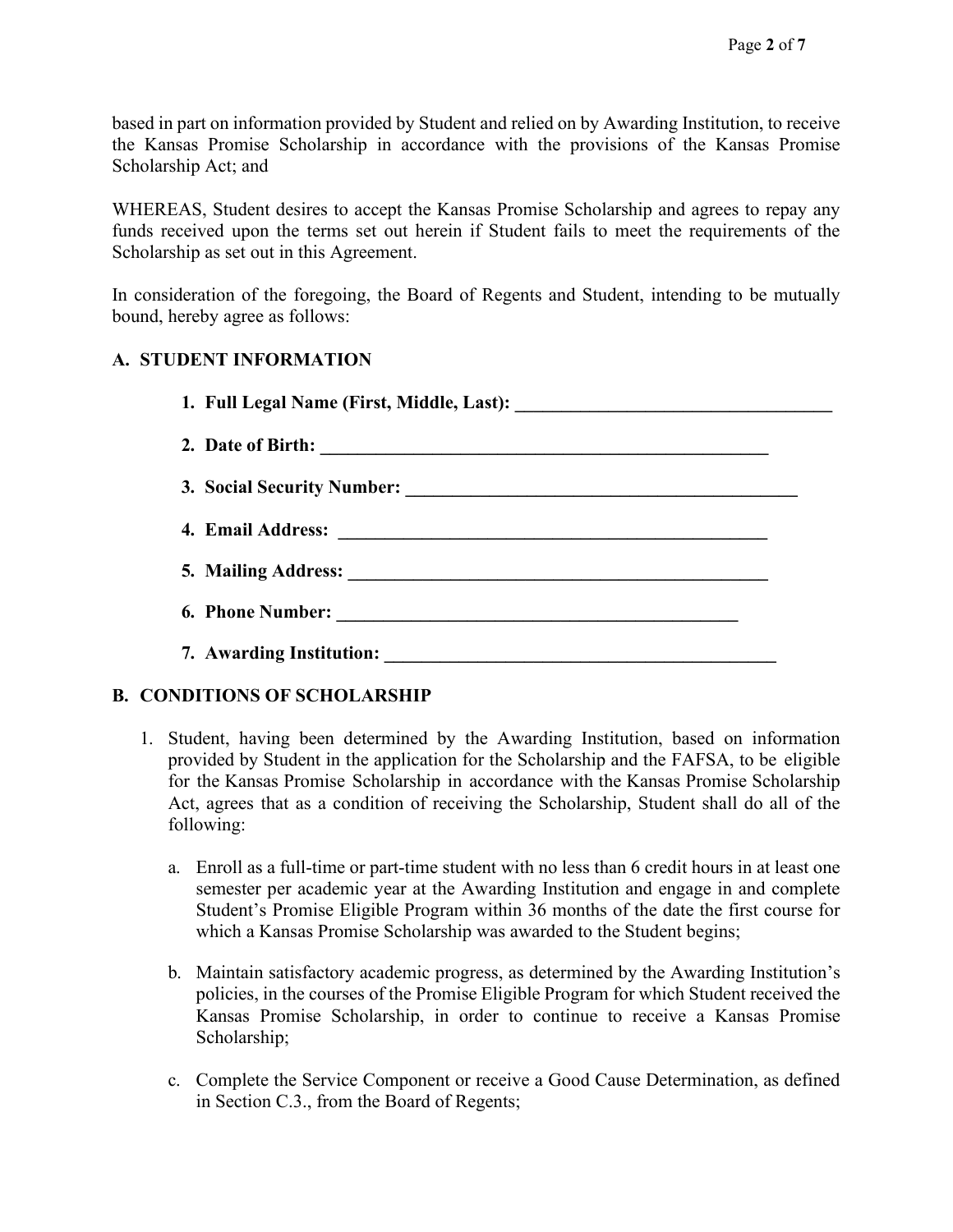based in part on information provided by Student and relied on by Awarding Institution, to receive the Kansas Promise Scholarship in accordance with the provisions of the Kansas Promise Scholarship Act; and

WHEREAS, Student desires to accept the Kansas Promise Scholarship and agrees to repay any funds received upon the terms set out herein if Student fails to meet the requirements of the Scholarship as set out in this Agreement.

In consideration of the foregoing, the Board of Regents and Student, intending to be mutually bound, hereby agree as follows:

## A. STUDENT INFORMATION

1. **Full Legal Name (First, Middle, Last): ___________________________________**
2. **Date of Birth: ___________________________________________________**
3. **Social Security Number: ____________________________________________**
4. **Email Address: ________________________________________________**
5. **Mailing Address: ________________________________________________**
6. **Phone Number: ____________________________________________**
7. **Awarding Institution: ____________________________________________**

## B. CONDITIONS OF SCHOLARSHIP

1. Student, having been determined by the Awarding Institution, based on information provided by Student in the application for the Scholarship and the FAFSA, to be eligible for the Kansas Promise Scholarship in accordance with the Kansas Promise Scholarship Act, agrees that as a condition of receiving the Scholarship, Student shall do all of the following:

   a. Enroll as a full-time or part-time student with no less than 6 credit hours in at least one semester per academic year at the Awarding Institution and engage in and complete Student's Promise Eligible Program within 36 months of the date the first course for which a Kansas Promise Scholarship was awarded to the Student begins;

   b. Maintain satisfactory academic progress, as determined by the Awarding Institution's policies, in the courses of the Promise Eligible Program for which Student received the Kansas Promise Scholarship, in order to continue to receive a Kansas Promise Scholarship;

   c. Complete the Service Component or receive a Good Cause Determination, as defined in Section C.3., from the Board of Regents;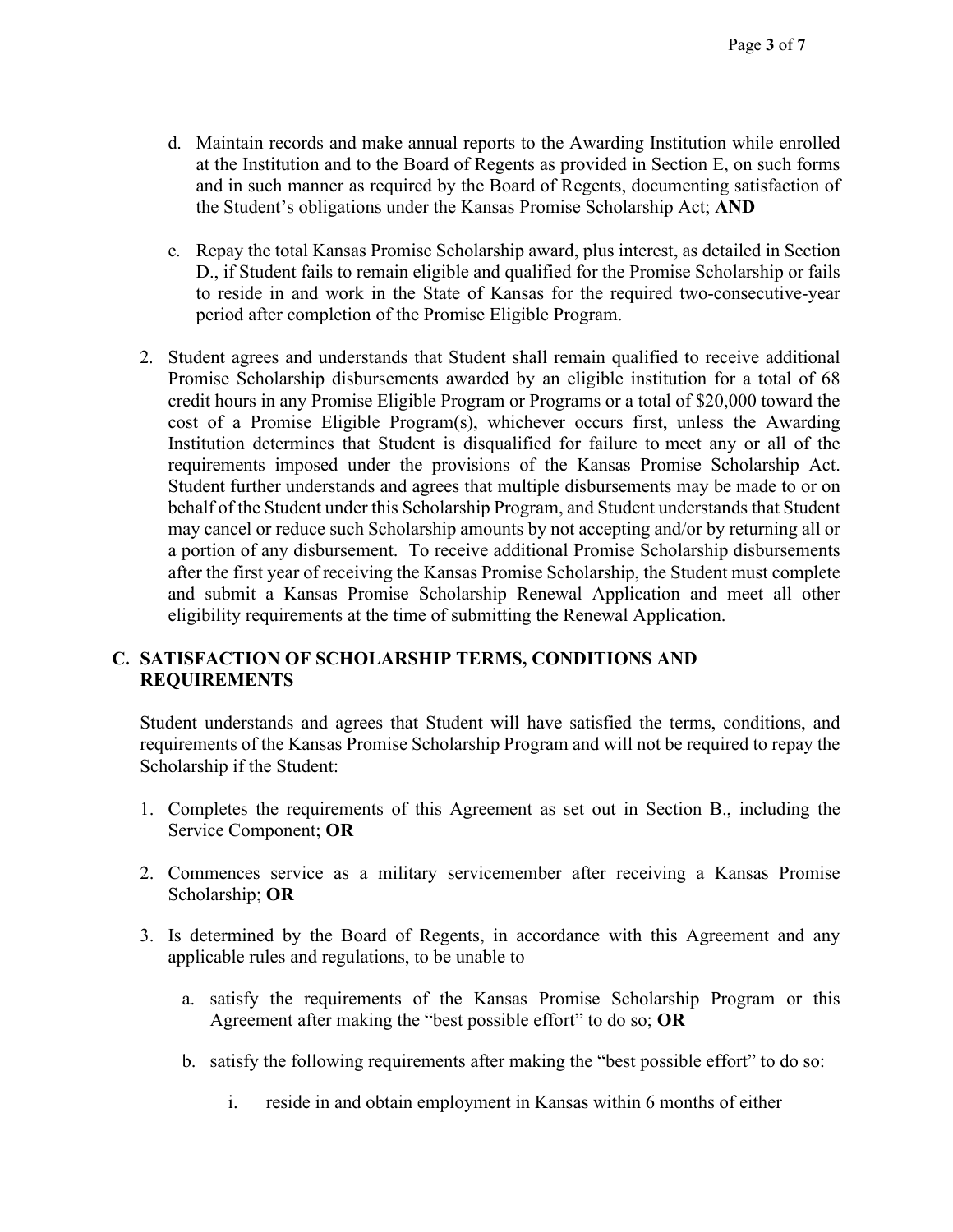d. Maintain records and make annual reports to the Awarding Institution while enrolled at the Institution and to the Board of Regents as provided in Section E, on such forms and in such manner as required by the Board of Regents, documenting satisfaction of the Student's obligations under the Kansas Promise Scholarship Act; **AND**

e. Repay the total Kansas Promise Scholarship award, plus interest, as detailed in Section D., if Student fails to remain eligible and qualified for the Promise Scholarship or fails to reside in and work in the State of Kansas for the required two-consecutive-year period after completion of the Promise Eligible Program.

2. Student agrees and understands that Student shall remain qualified to receive additional Promise Scholarship disbursements awarded by an eligible institution for a total of 68 credit hours in any Promise Eligible Program or Programs or a total of $20,000 toward the cost of a Promise Eligible Program(s), whichever occurs first, unless the Awarding Institution determines that Student is disqualified for failure to meet any or all of the requirements imposed under the provisions of the Kansas Promise Scholarship Act. Student further understands and agrees that multiple disbursements may be made to or on behalf of the Student under this Scholarship Program, and Student understands that Student may cancel or reduce such Scholarship amounts by not accepting and/or by returning all or a portion of any disbursement. To receive additional Promise Scholarship disbursements after the first year of receiving the Kansas Promise Scholarship, the Student must complete and submit a Kansas Promise Scholarship Renewal Application and meet all other eligibility requirements at the time of submitting the Renewal Application.

## C. SATISFACTION OF SCHOLARSHIP TERMS, CONDITIONS AND REQUIREMENTS

Student understands and agrees that Student will have satisfied the terms, conditions, and requirements of the Kansas Promise Scholarship Program and will not be required to repay the Scholarship if the Student:

1. Completes the requirements of this Agreement as set out in Section B., including the Service Component; **OR**

2. Commences service as a military servicemember after receiving a Kansas Promise Scholarship; **OR**

3. Is determined by the Board of Regents, in accordance with this Agreement and any applicable rules and regulations, to be unable to

   a. satisfy the requirements of the Kansas Promise Scholarship Program or this Agreement after making the "best possible effort" to do so; **OR**

   b. satisfy the following requirements after making the "best possible effort" to do so:

      i. reside in and obtain employment in Kansas within 6 months of either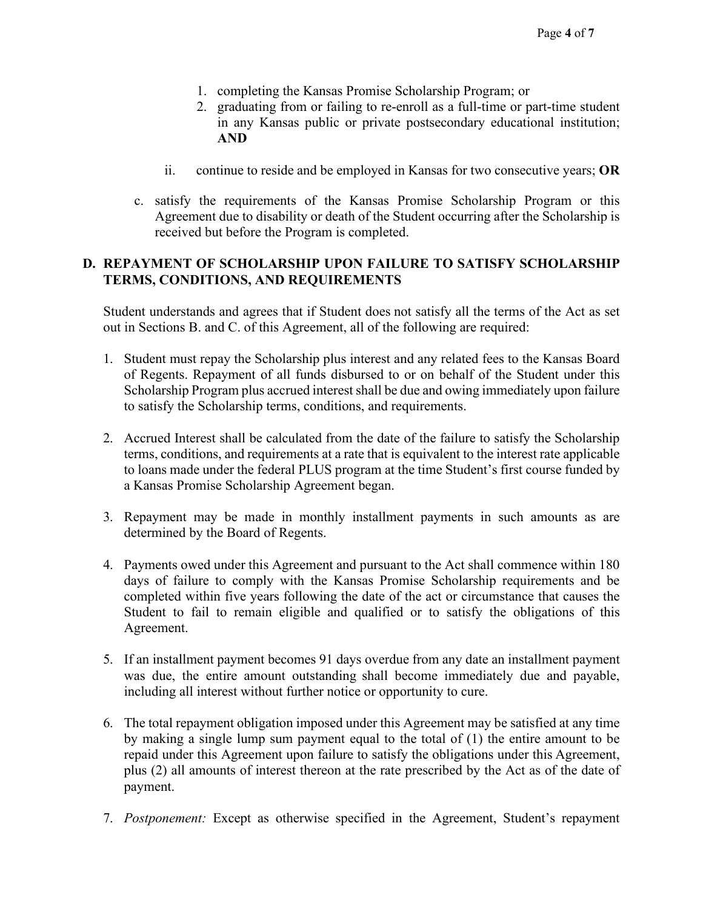1. completing the Kansas Promise Scholarship Program; or
2. graduating from or failing to re-enroll as a full-time or part-time student in any Kansas public or private postsecondary educational institution; **AND**

ii. continue to reside and be employed in Kansas for two consecutive years; **OR**

c. satisfy the requirements of the Kansas Promise Scholarship Program or this Agreement due to disability or death of the Student occurring after the Scholarship is received but before the Program is completed.

## D. REPAYMENT OF SCHOLARSHIP UPON FAILURE TO SATISFY SCHOLARSHIP TERMS, CONDITIONS, AND REQUIREMENTS

Student understands and agrees that if Student does not satisfy all the terms of the Act as set out in Sections B. and C. of this Agreement, all of the following are required:

1. Student must repay the Scholarship plus interest and any related fees to the Kansas Board of Regents. Repayment of all funds disbursed to or on behalf of the Student under this Scholarship Program plus accrued interest shall be due and owing immediately upon failure to satisfy the Scholarship terms, conditions, and requirements.

2. Accrued Interest shall be calculated from the date of the failure to satisfy the Scholarship terms, conditions, and requirements at a rate that is equivalent to the interest rate applicable to loans made under the federal PLUS program at the time Student's first course funded by a Kansas Promise Scholarship Agreement began.

3. Repayment may be made in monthly installment payments in such amounts as are determined by the Board of Regents.

4. Payments owed under this Agreement and pursuant to the Act shall commence within 180 days of failure to comply with the Kansas Promise Scholarship requirements and be completed within five years following the date of the act or circumstance that causes the Student to fail to remain eligible and qualified or to satisfy the obligations of this Agreement.

5. If an installment payment becomes 91 days overdue from any date an installment payment was due, the entire amount outstanding shall become immediately due and payable, including all interest without further notice or opportunity to cure.

6. The total repayment obligation imposed under this Agreement may be satisfied at any time by making a single lump sum payment equal to the total of (1) the entire amount to be repaid under this Agreement upon failure to satisfy the obligations under this Agreement, plus (2) all amounts of interest thereon at the rate prescribed by the Act as of the date of payment.

7. *Postponement:* Except as otherwise specified in the Agreement, Student's repayment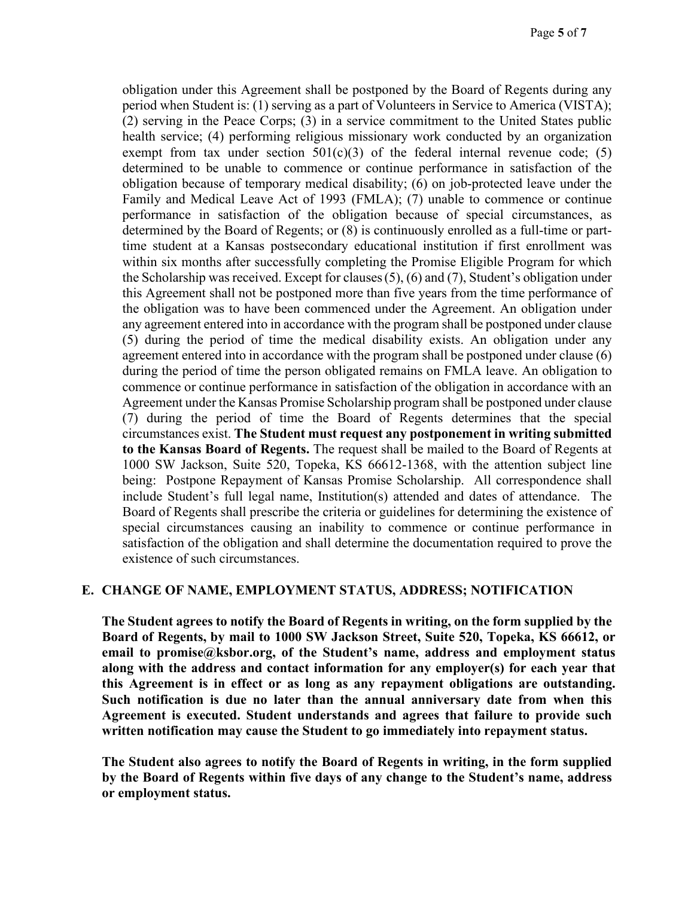obligation under this Agreement shall be postponed by the Board of Regents during any period when Student is: (1) serving as a part of Volunteers in Service to America (VISTA); (2) serving in the Peace Corps; (3) in a service commitment to the United States public health service; (4) performing religious missionary work conducted by an organization exempt from tax under section 501(c)(3) of the federal internal revenue code; (5) determined to be unable to commence or continue performance in satisfaction of the obligation because of temporary medical disability; (6) on job-protected leave under the Family and Medical Leave Act of 1993 (FMLA); (7) unable to commence or continue performance in satisfaction of the obligation because of special circumstances, as determined by the Board of Regents; or (8) is continuously enrolled as a full-time or part-time student at a Kansas postsecondary educational institution if first enrollment was within six months after successfully completing the Promise Eligible Program for which the Scholarship was received. Except for clauses (5), (6) and (7), Student's obligation under this Agreement shall not be postponed more than five years from the time performance of the obligation was to have been commenced under the Agreement. An obligation under any agreement entered into in accordance with the program shall be postponed under clause (5) during the period of time the medical disability exists. An obligation under any agreement entered into in accordance with the program shall be postponed under clause (6) during the period of time the person obligated remains on FMLA leave. An obligation to commence or continue performance in satisfaction of the obligation in accordance with an Agreement under the Kansas Promise Scholarship program shall be postponed under clause (7) during the period of time the Board of Regents determines that the special circumstances exist. **The Student must request any postponement in writing submitted to the Kansas Board of Regents.** The request shall be mailed to the Board of Regents at 1000 SW Jackson, Suite 520, Topeka, KS 66612-1368, with the attention subject line being: Postpone Repayment of Kansas Promise Scholarship. All correspondence shall include Student's full legal name, Institution(s) attended and dates of attendance. The Board of Regents shall prescribe the criteria or guidelines for determining the existence of special circumstances causing an inability to commence or continue performance in satisfaction of the obligation and shall determine the documentation required to prove the existence of such circumstances.

## E. CHANGE OF NAME, EMPLOYMENT STATUS, ADDRESS; NOTIFICATION

**The Student agrees to notify the Board of Regents in writing, on the form supplied by the Board of Regents, by mail to 1000 SW Jackson Street, Suite 520, Topeka, KS 66612, or email to promise@ksbor.org, of the Student's name, address and employment status along with the address and contact information for any employer(s) for each year that this Agreement is in effect or as long as any repayment obligations are outstanding. Such notification is due no later than the annual anniversary date from when this Agreement is executed. Student understands and agrees that failure to provide such written notification may cause the Student to go immediately into repayment status.**

**The Student also agrees to notify the Board of Regents in writing, in the form supplied by the Board of Regents within five days of any change to the Student's name, address or employment status.**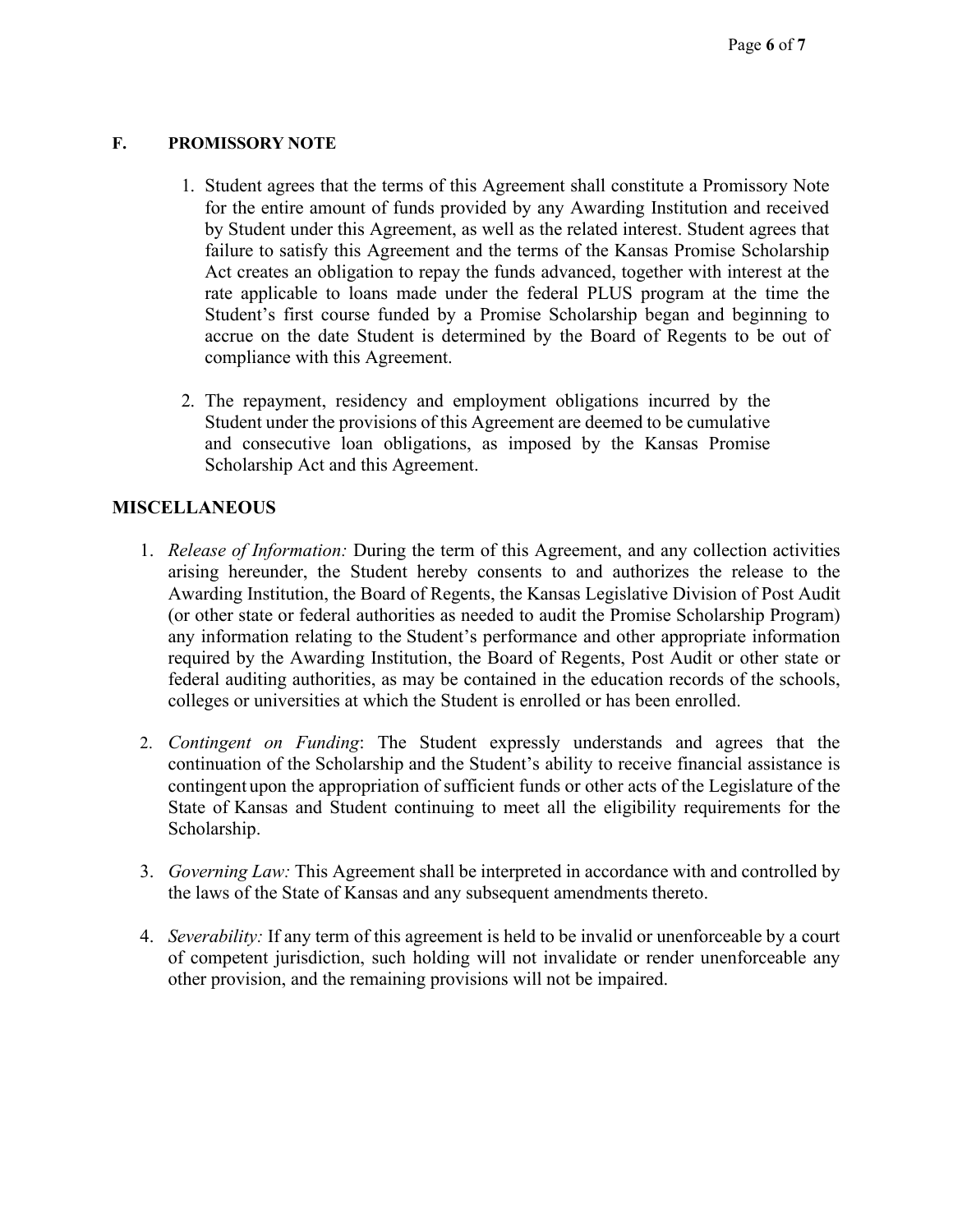## F. PROMISSORY NOTE

1. Student agrees that the terms of this Agreement shall constitute a Promissory Note for the entire amount of funds provided by any Awarding Institution and received by Student under this Agreement, as well as the related interest. Student agrees that failure to satisfy this Agreement and the terms of the Kansas Promise Scholarship Act creates an obligation to repay the funds advanced, together with interest at the rate applicable to loans made under the federal PLUS program at the time the Student's first course funded by a Promise Scholarship began and beginning to accrue on the date Student is determined by the Board of Regents to be out of compliance with this Agreement.

2. The repayment, residency and employment obligations incurred by the Student under the provisions of this Agreement are deemed to be cumulative and consecutive loan obligations, as imposed by the Kansas Promise Scholarship Act and this Agreement.

## MISCELLANEOUS

1. *Release of Information:* During the term of this Agreement, and any collection activities arising hereunder, the Student hereby consents to and authorizes the release to the Awarding Institution, the Board of Regents, the Kansas Legislative Division of Post Audit (or other state or federal authorities as needed to audit the Promise Scholarship Program) any information relating to the Student's performance and other appropriate information required by the Awarding Institution, the Board of Regents, Post Audit or other state or federal auditing authorities, as may be contained in the education records of the schools, colleges or universities at which the Student is enrolled or has been enrolled.

2. *Contingent on Funding*: The Student expressly understands and agrees that the continuation of the Scholarship and the Student's ability to receive financial assistance is contingent upon the appropriation of sufficient funds or other acts of the Legislature of the State of Kansas and Student continuing to meet all the eligibility requirements for the Scholarship.

3. *Governing Law:* This Agreement shall be interpreted in accordance with and controlled by the laws of the State of Kansas and any subsequent amendments thereto.

4. *Severability:* If any term of this agreement is held to be invalid or unenforceable by a court of competent jurisdiction, such holding will not invalidate or render unenforceable any other provision, and the remaining provisions will not be impaired.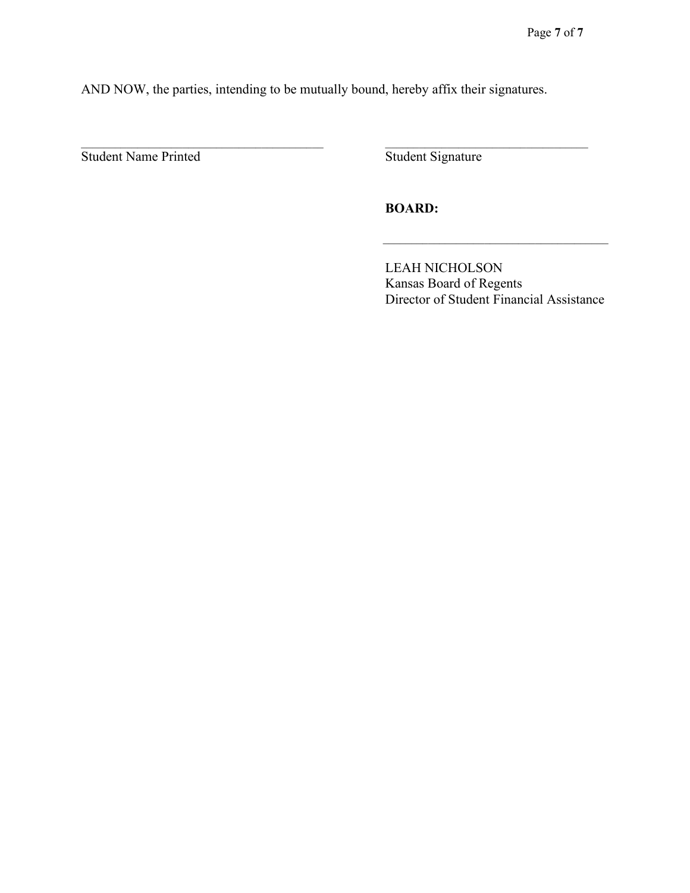AND NOW, the parties, intending to be mutually bound, hereby affix their signatures.

______________________________________ Student Name Printed

________________________________ Student Signature

**BOARD:**

___________________________________

LEAH NICHOLSON
Kansas Board of Regents
Director of Student Financial Assistance